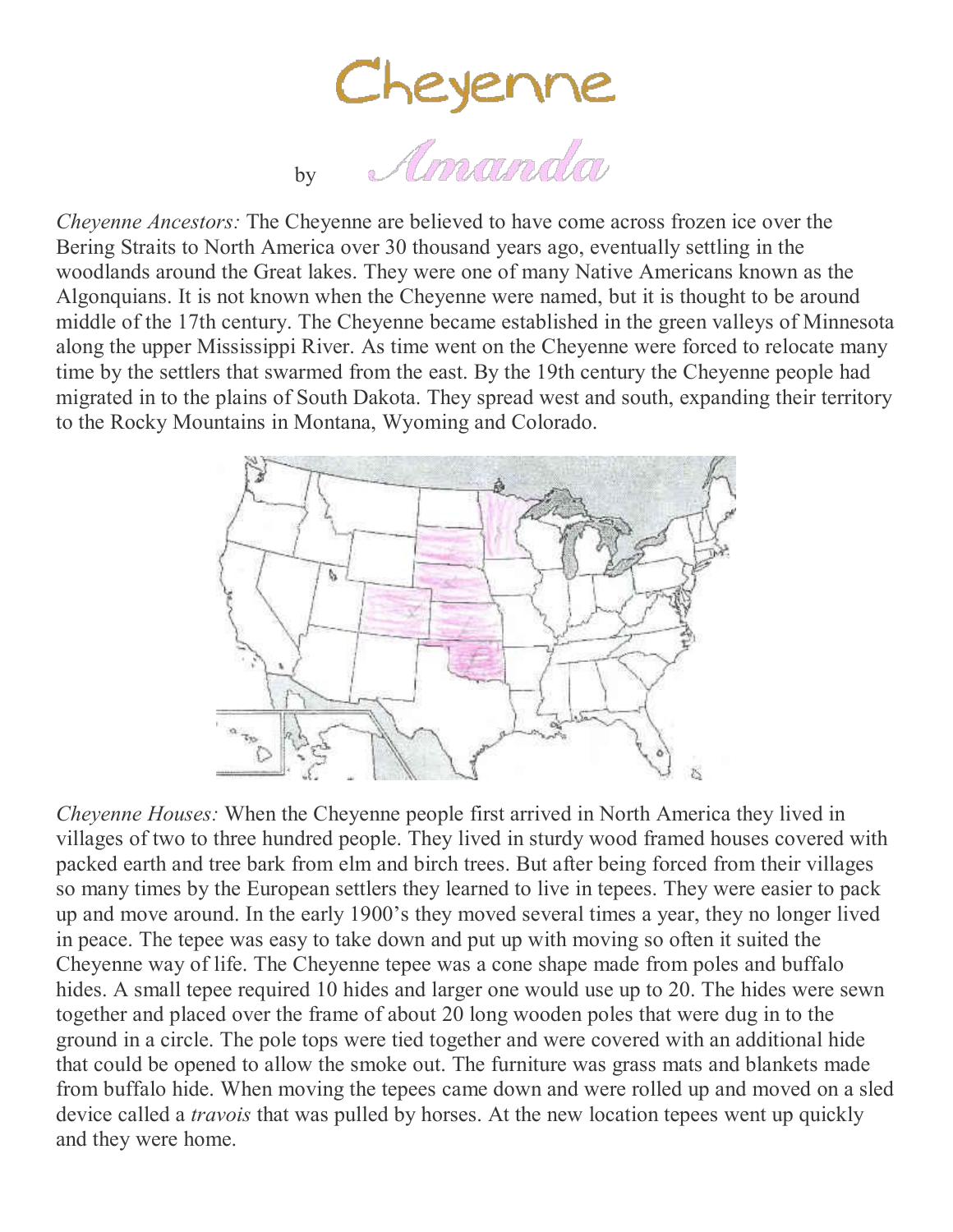# Cheyenne

by *Amanda*

*Cheyenne Ancestors:* The Cheyenne are believed to have come across frozen ice over the Bering Straits to North America over 30 thousand years ago, eventually settling in the woodlands around the Great lakes. They were one of many Native Americans known as the Algonquians. It is not known when the Cheyenne were named, but it is thought to be around middle of the 17th century. The Cheyenne became established in the green valleys of Minnesota along the upper Mississippi River. As time went on the Cheyenne were forced to relocate many time by the settlers that swarmed from the east. By the 19th century the Cheyenne people had migrated in to the plains of South Dakota. They spread west and south, expanding their territory to the Rocky Mountains in Montana, Wyoming and Colorado.

*Cheyenne Houses:* When the Cheyenne people first arrived in North America they lived in villages of two to three hundred people. They lived in sturdy wood framed houses covered with packed earth and tree bark from elm and birch trees. But after being forced from their villages so many times by the European settlers they learned to live in tepees. They were easier to pack up and move around. In the early 1900's they moved several times a year, they no longer lived in peace. The tepee was easy to take down and put up with moving so often it suited the Cheyenne way of life. The Cheyenne tepee was a cone shape made from poles and buffalo hides. A small tepee required 10 hides and larger one would use up to 20. The hides were sewn together and placed over the frame of about 20 long wooden poles that were dug in to the ground in a circle. The pole tops were tied together and were covered with an additional hide that could be opened to allow the smoke out. The furniture was grass mats and blankets made from buffalo hide. When moving the tepees came down and were rolled up and moved on a sled device called a *travois* that was pulled by horses. At the new location tepees went up quickly and they were home.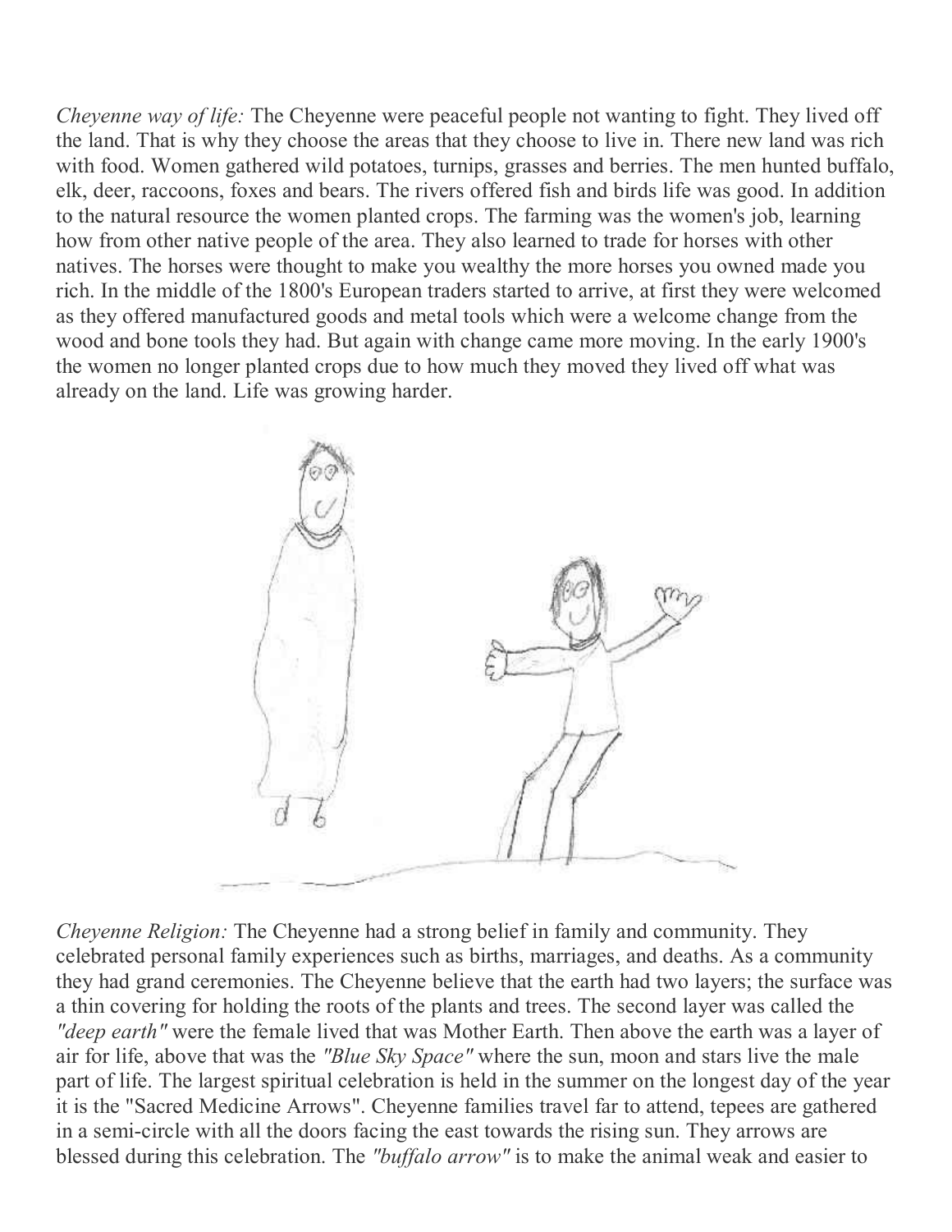*Cheyenne way of life:* The Cheyenne were peaceful people not wanting to fight. They lived off the land. That is why they choose the areas that they choose to live in. There new land was rich with food. Women gathered wild potatoes, turnips, grasses and berries. The men hunted buffalo, elk, deer, raccoons, foxes and bears. The rivers offered fish and birds life was good. In addition to the natural resource the women planted crops. The farming was the women's job, learning how from other native people of the area. They also learned to trade for horses with other natives. The horses were thought to make you wealthy the more horses you owned made you rich. In the middle of the 1800's European traders started to arrive, at first they were welcomed as they offered manufactured goods and metal tools which were a welcome change from the wood and bone tools they had. But again with change came more moving. In the early 1900's the women no longer planted crops due to how much they moved they lived off what was already on the land. Life was growing harder.

*Cheyenne Religion:* The Cheyenne had a strong belief in family and community. They celebrated personal family experiences such as births, marriages, and deaths. As a community they had grand ceremonies. The Cheyenne believe that the earth had two layers; the surface was a thin covering for holding the roots of the plants and trees. The second layer was called the *"deep earth"* were the female lived that was Mother Earth. Then above the earth was a layer of air for life, above that was the *"Blue Sky Space"* where the sun, moon and stars live the male part of life. The largest spiritual celebration is held in the summer on the longest day of the year it is the "Sacred Medicine Arrows". Cheyenne families travel far to attend, tepees are gathered in a semi-circle with all the doors facing the east towards the rising sun. They arrows are blessed during this celebration. The *"buffalo arrow"* is to make the animal weak and easier to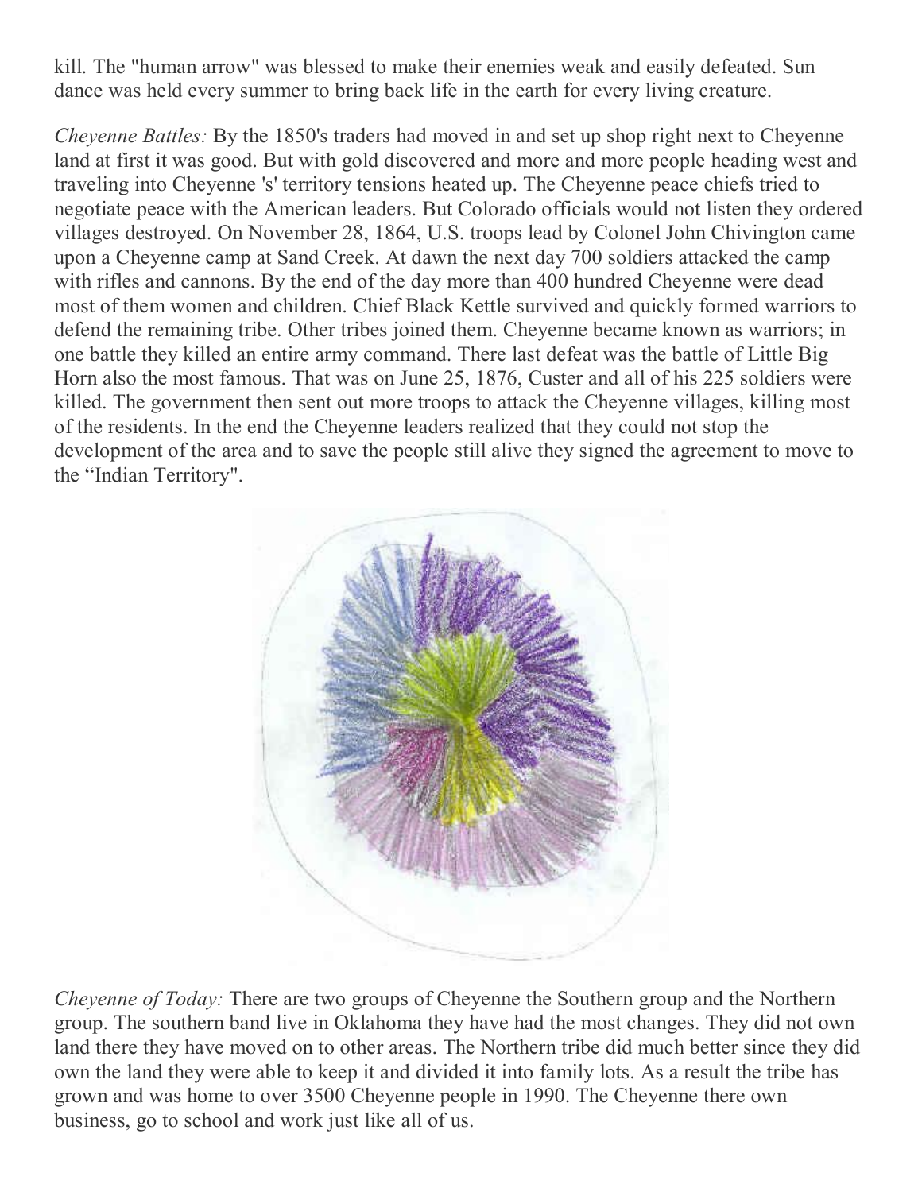kill. The "human arrow" was blessed to make their enemies weak and easily defeated. Sun dance was held every summer to bring back life in the earth for every living creature.

*Cheyenne Battles:* By the 1850's traders had moved in and set up shop right next to Cheyenne land at first it was good. But with gold discovered and more and more people heading west and traveling into Cheyenne 's' territory tensions heated up. The Cheyenne peace chiefs tried to negotiate peace with the American leaders. But Colorado officials would not listen they ordered villages destroyed. On November 28, 1864, U.S. troops lead by Colonel John Chivington came upon a Cheyenne camp at Sand Creek. At dawn the next day 700 soldiers attacked the camp with rifles and cannons. By the end of the day more than 400 hundred Cheyenne were dead most of them women and children. Chief Black Kettle survived and quickly formed warriors to defend the remaining tribe. Other tribes joined them. Cheyenne became known as warriors; in one battle they killed an entire army command. There last defeat was the battle of Little Big Horn also the most famous. That was on June 25, 1876, Custer and all of his 225 soldiers were killed. The government then sent out more troops to attack the Cheyenne villages, killing most of the residents. In the end the Cheyenne leaders realized that they could not stop the development of the area and to save the people still alive they signed the agreement to move to the "Indian Territory".

*Cheyenne of Today:* There are two groups of Cheyenne the Southern group and the Northern group. The southern band live in Oklahoma they have had the most changes. They did not own land there they have moved on to other areas. The Northern tribe did much better since they did own the land they were able to keep it and divided it into family lots. As a result the tribe has grown and was home to over 3500 Cheyenne people in 1990. The Cheyenne there own business, go to school and work just like all of us.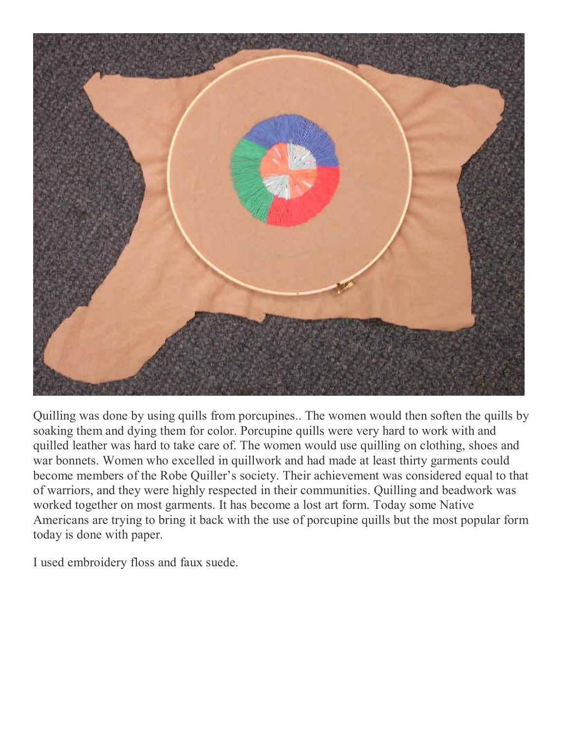Quilling was done by using quills from porcupines.. The women would then soften the quills by soaking them and dying them for color. Porcupine quills were very hard to work with and quilled leather was hard to take care of. The women would use quilling on clothing, shoes and war bonnets. Women who excelled in quillwork and had made at least thirty garments could become members of the Robe Quiller's society. Their achievement was considered equal to that of warriors, and they were highly respected in their communities. Quilling and beadwork was worked together on most garments. It has become a lost art form. Today some Native Americans are trying to bring it back with the use of porcupine quills but the most popular form today is done with paper.

I used embroidery floss and faux suede.